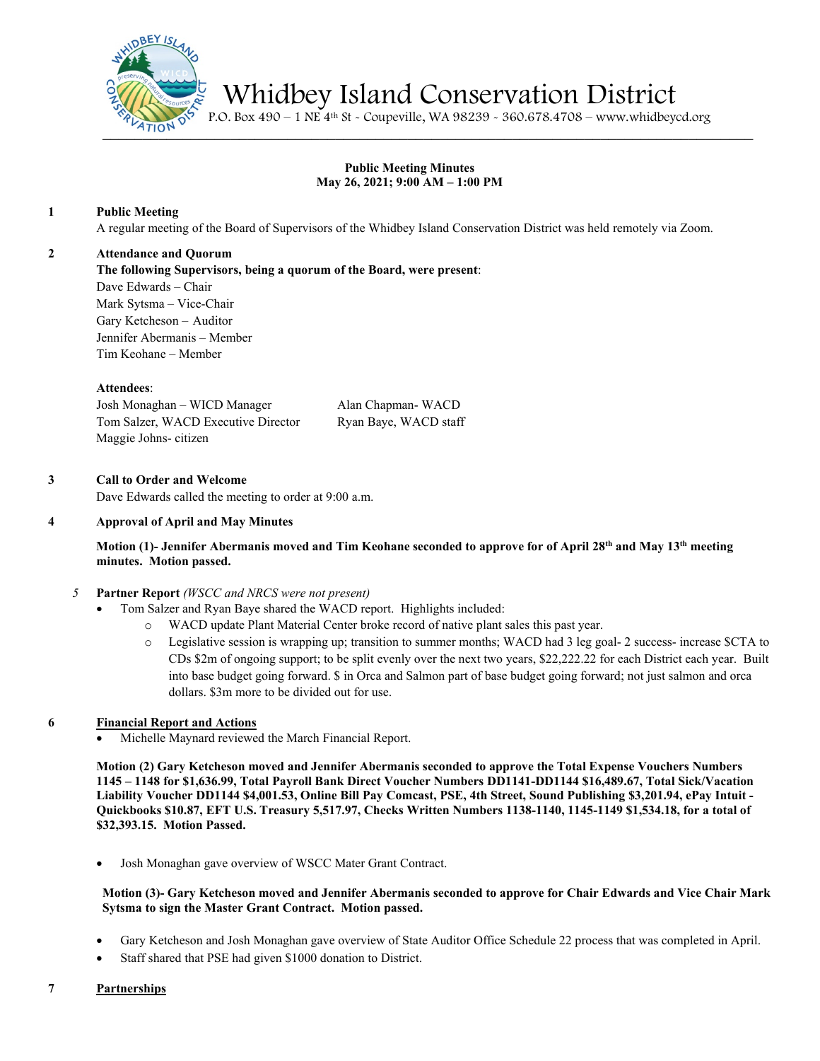# Whidbey Island Conservation District

P.O. Box 490 – 1 NE 4th St - Coupeville, WA 98239 - 360.678.4708 – www.whidbeycd.org

**Public Meeting Minutes**
**May 26, 2021; 9:00 AM – 1:00 PM**

**1 Public Meeting**

A regular meeting of the Board of Supervisors of the Whidbey Island Conservation District was held remotely via Zoom.

**2 Attendance and Quorum**

**The following Supervisors, being a quorum of the Board, were present**:

Dave Edwards – Chair
Mark Sytsma – Vice-Chair
Gary Ketcheson – Auditor
Jennifer Abermanis – Member
Tim Keohane – Member

**Attendees**:

Josh Monaghan – WICD Manager
Tom Salzer, WACD Executive Director
Maggie Johns- citizen
Alan Chapman- WACD
Ryan Baye, WACD staff

**3 Call to Order and Welcome**

Dave Edwards called the meeting to order at 9:00 a.m.

**4 Approval of April and May Minutes**

**Motion (1)- Jennifer Abermanis moved and Tim Keohane seconded to approve for of April 28th and May 13th meeting minutes. Motion passed.**

*5* **Partner Report** *(WSCC and NRCS were not present)*

- Tom Salzer and Ryan Baye shared the WACD report. Highlights included:
  - WACD update Plant Material Center broke record of native plant sales this past year.
  - Legislative session is wrapping up; transition to summer months; WACD had 3 leg goal- 2 success- increase $CTA to CDs $2m of ongoing support; to be split evenly over the next two years, $22,222.22 for each District each year. Built into base budget going forward. $ in Orca and Salmon part of base budget going forward; not just salmon and orca dollars. $3m more to be divided out for use.

**6 <u>Financial Report and Actions</u>**

- Michelle Maynard reviewed the March Financial Report.

**Motion (2) Gary Ketcheson moved and Jennifer Abermanis seconded to approve the Total Expense Vouchers Numbers 1145 – 1148 for $1,636.99, Total Payroll Bank Direct Voucher Numbers DD1141-DD1144 $16,489.67, Total Sick/Vacation Liability Voucher DD1144 $4,001.53, Online Bill Pay Comcast, PSE, 4th Street, Sound Publishing $3,201.94, ePay Intuit - Quickbooks $10.87, EFT U.S. Treasury 5,517.97, Checks Written Numbers 1138-1140, 1145-1149 $1,534.18, for a total of $32,393.15. Motion Passed.**

- Josh Monaghan gave overview of WSCC Mater Grant Contract.

**Motion (3)- Gary Ketcheson moved and Jennifer Abermanis seconded to approve for Chair Edwards and Vice Chair Mark Sytsma to sign the Master Grant Contract. Motion passed.**

- Gary Ketcheson and Josh Monaghan gave overview of State Auditor Office Schedule 22 process that was completed in April.
- Staff shared that PSE had given $1000 donation to District.

**7 <u>Partnerships</u>**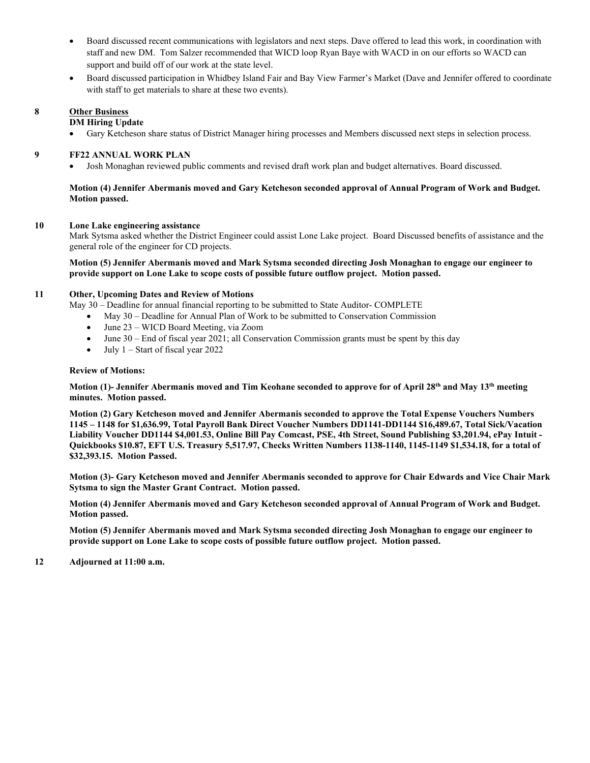- Board discussed recent communications with legislators and next steps. Dave offered to lead this work, in coordination with staff and new DM. Tom Salzer recommended that WICD loop Ryan Baye with WACD in on our efforts so WACD can support and build off of our work at the state level.
- Board discussed participation in Whidbey Island Fair and Bay View Farmer's Market (Dave and Jennifer offered to coordinate with staff to get materials to share at these two events).

**8 Other Business**

**DM Hiring Update**

- Gary Ketcheson share status of District Manager hiring processes and Members discussed next steps in selection process.

**9 FF22 ANNUAL WORK PLAN**

- Josh Monaghan reviewed public comments and revised draft work plan and budget alternatives. Board discussed.

**Motion (4) Jennifer Abermanis moved and Gary Ketcheson seconded approval of Annual Program of Work and Budget. Motion passed.**

**10 Lone Lake engineering assistance**

Mark Sytsma asked whether the District Engineer could assist Lone Lake project. Board Discussed benefits of assistance and the general role of the engineer for CD projects.

**Motion (5) Jennifer Abermanis moved and Mark Sytsma seconded directing Josh Monaghan to engage our engineer to provide support on Lone Lake to scope costs of possible future outflow project. Motion passed.**

**11 Other, Upcoming Dates and Review of Motions**

May 30 – Deadline for annual financial reporting to be submitted to State Auditor- COMPLETE

- May 30 – Deadline for Annual Plan of Work to be submitted to Conservation Commission
- June 23 – WICD Board Meeting, via Zoom
- June 30 – End of fiscal year 2021; all Conservation Commission grants must be spent by this day
- July 1 – Start of fiscal year 2022

**Review of Motions:**

**Motion (1)- Jennifer Abermanis moved and Tim Keohane seconded to approve for of April 28th and May 13th meeting minutes. Motion passed.**

**Motion (2) Gary Ketcheson moved and Jennifer Abermanis seconded to approve the Total Expense Vouchers Numbers 1145 – 1148 for $1,636.99, Total Payroll Bank Direct Voucher Numbers DD1141-DD1144 $16,489.67, Total Sick/Vacation Liability Voucher DD1144 $4,001.53, Online Bill Pay Comcast, PSE, 4th Street, Sound Publishing $3,201.94, ePay Intuit - Quickbooks $10.87, EFT U.S. Treasury 5,517.97, Checks Written Numbers 1138-1140, 1145-1149 $1,534.18, for a total of $32,393.15. Motion Passed.**

**Motion (3)- Gary Ketcheson moved and Jennifer Abermanis seconded to approve for Chair Edwards and Vice Chair Mark Sytsma to sign the Master Grant Contract. Motion passed.**

**Motion (4) Jennifer Abermanis moved and Gary Ketcheson seconded approval of Annual Program of Work and Budget. Motion passed.**

**Motion (5) Jennifer Abermanis moved and Mark Sytsma seconded directing Josh Monaghan to engage our engineer to provide support on Lone Lake to scope costs of possible future outflow project. Motion passed.**

**12 Adjourned at 11:00 a.m.**